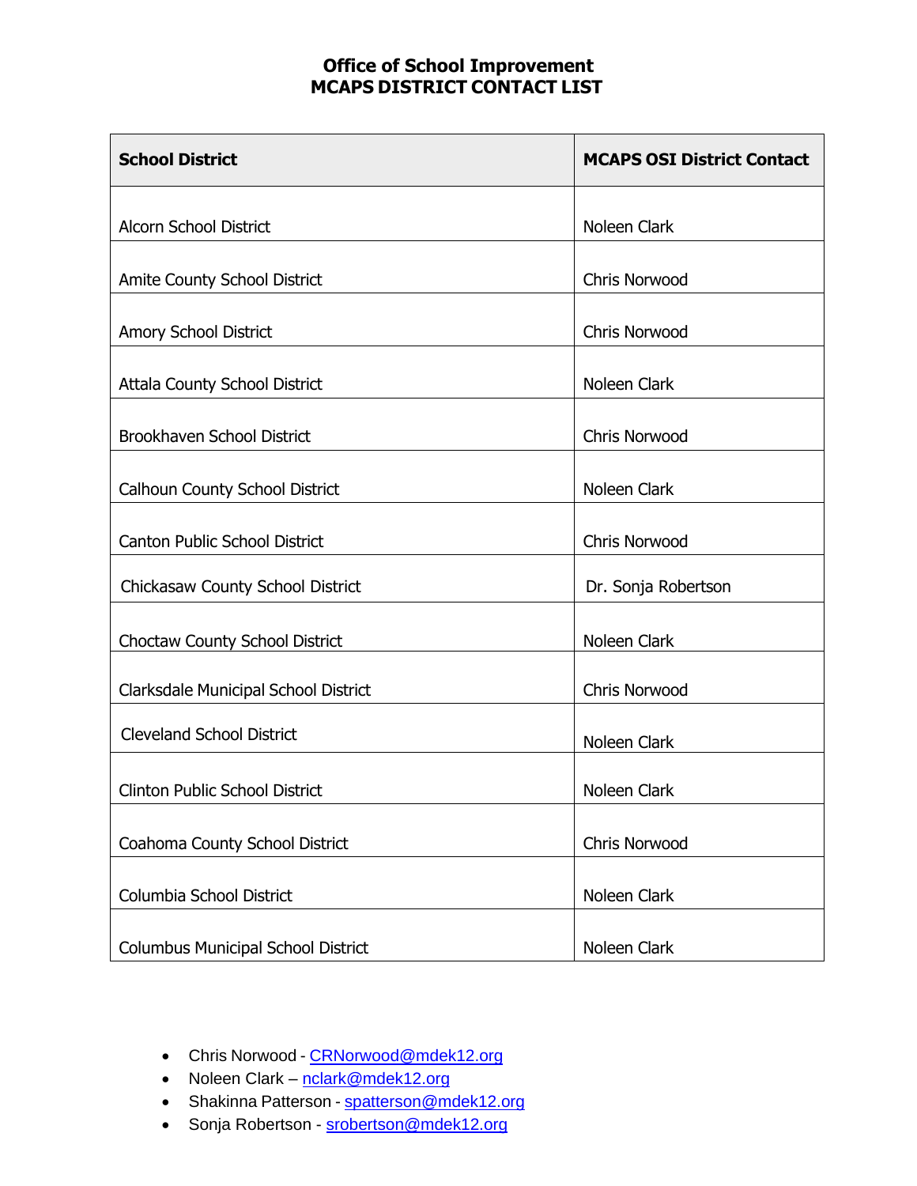# Office of School Improvement
# MCAPS DISTRICT CONTACT LIST

| School District | MCAPS OSI District Contact |
|---|---|
| Alcorn School District | Noleen Clark |
| Amite County School District | Chris Norwood |
| Amory School District | Chris Norwood |
| Attala County School District | Noleen Clark |
| Brookhaven School District | Chris Norwood |
| Calhoun County School District | Noleen Clark |
| Canton Public School District | Chris Norwood |
| Chickasaw County School District | Dr. Sonja Robertson |
| Choctaw County School District | Noleen Clark |
| Clarksdale Municipal School District | Chris Norwood |
| Cleveland School District | Noleen Clark |
| Clinton Public School District | Noleen Clark |
| Coahoma County School District | Chris Norwood |
| Columbia School District | Noleen Clark |
| Columbus Municipal School District | Noleen Clark |

- Chris Norwood - CRNorwood@mdek12.org
- Noleen Clark – nclark@mdek12.org
- Shakinna Patterson - spatterson@mdek12.org
- Sonja Robertson - srobertson@mdek12.org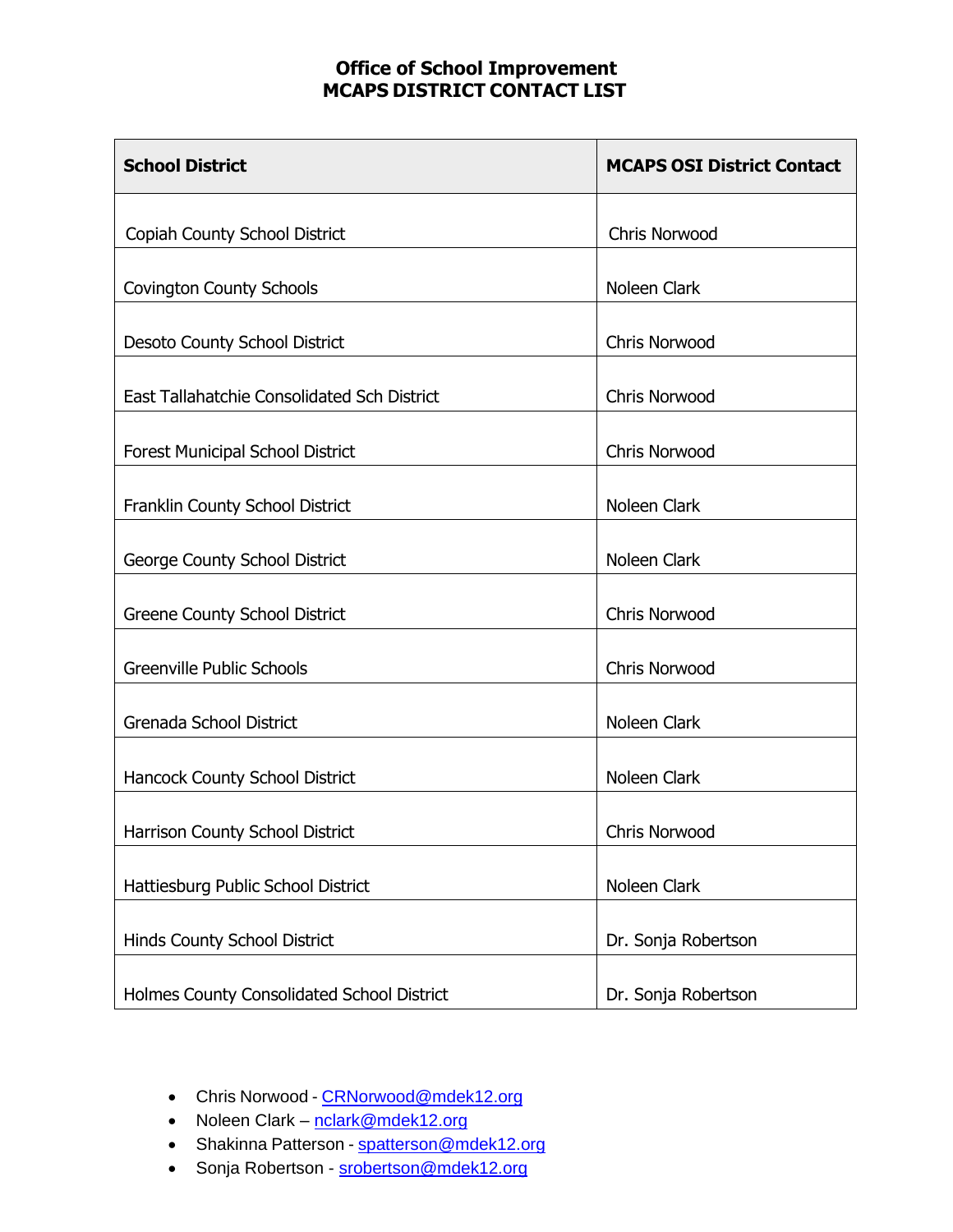# Office of School Improvement
## MCAPS DISTRICT CONTACT LIST

| School District | MCAPS OSI District Contact |
| --- | --- |
| Copiah County School District | Chris Norwood |
| Covington County Schools | Noleen Clark |
| Desoto County School District | Chris Norwood |
| East Tallahatchie Consolidated Sch District | Chris Norwood |
| Forest Municipal School District | Chris Norwood |
| Franklin County School District | Noleen Clark |
| George County School District | Noleen Clark |
| Greene County School District | Chris Norwood |
| Greenville Public Schools | Chris Norwood |
| Grenada School District | Noleen Clark |
| Hancock County School District | Noleen Clark |
| Harrison County School District | Chris Norwood |
| Hattiesburg Public School District | Noleen Clark |
| Hinds County School District | Dr. Sonja Robertson |
| Holmes County Consolidated School District | Dr. Sonja Robertson |

- Chris Norwood - CRNorwood@mdek12.org
- Noleen Clark – nclark@mdek12.org
- Shakinna Patterson - spatterson@mdek12.org
- Sonja Robertson - srobertson@mdek12.org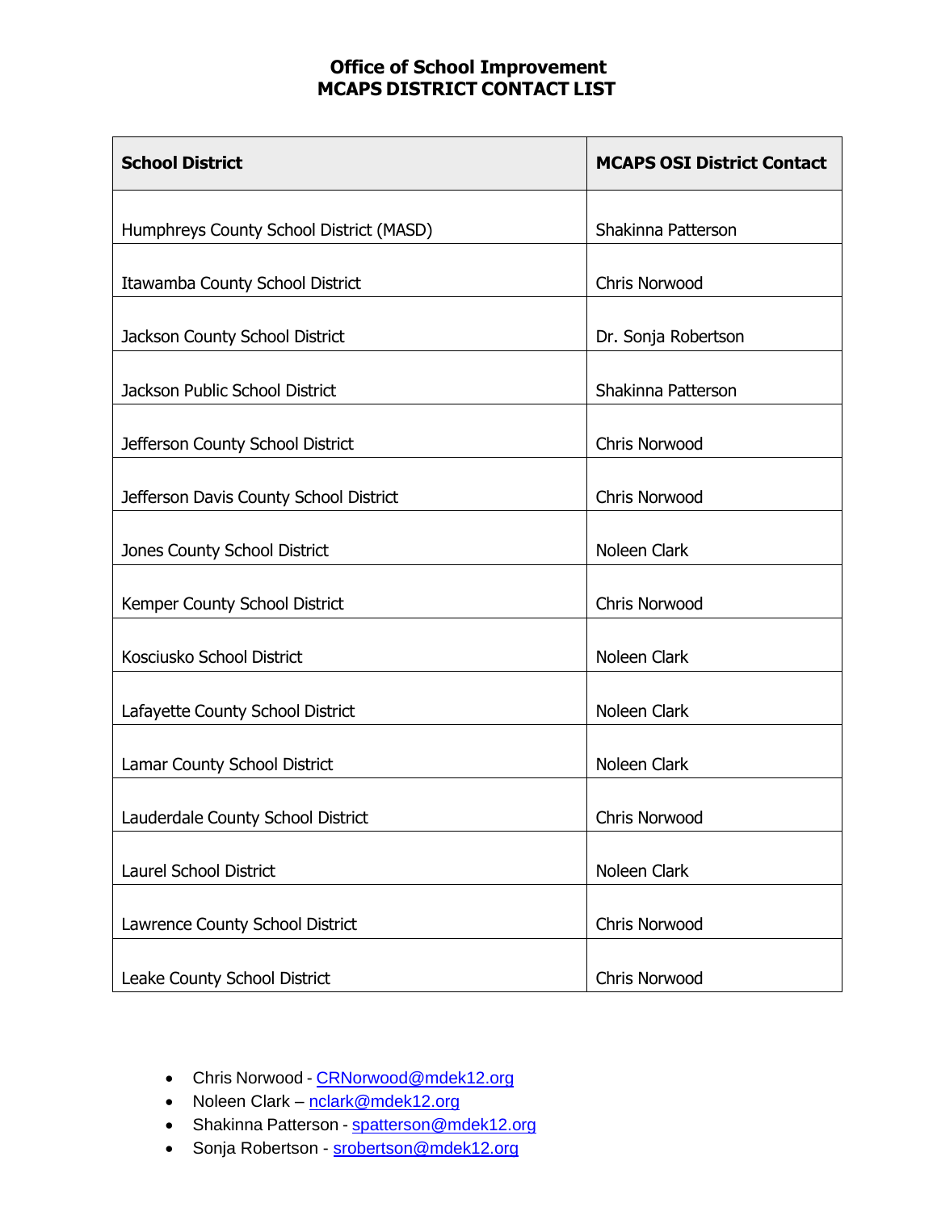# Office of School Improvement
# MCAPS DISTRICT CONTACT LIST

| School District | MCAPS OSI District Contact |
| --- | --- |
| Humphreys County School District (MASD) | Shakinna Patterson |
| Itawamba County School District | Chris Norwood |
| Jackson County School District | Dr. Sonja Robertson |
| Jackson Public School District | Shakinna Patterson |
| Jefferson County School District | Chris Norwood |
| Jefferson Davis County School District | Chris Norwood |
| Jones County School District | Noleen Clark |
| Kemper County School District | Chris Norwood |
| Kosciusko School District | Noleen Clark |
| Lafayette County School District | Noleen Clark |
| Lamar County School District | Noleen Clark |
| Lauderdale County School District | Chris Norwood |
| Laurel School District | Noleen Clark |
| Lawrence County School District | Chris Norwood |
| Leake County School District | Chris Norwood |

- Chris Norwood - CRNorwood@mdek12.org
- Noleen Clark – nclark@mdek12.org
- Shakinna Patterson - spatterson@mdek12.org
- Sonja Robertson - srobertson@mdek12.org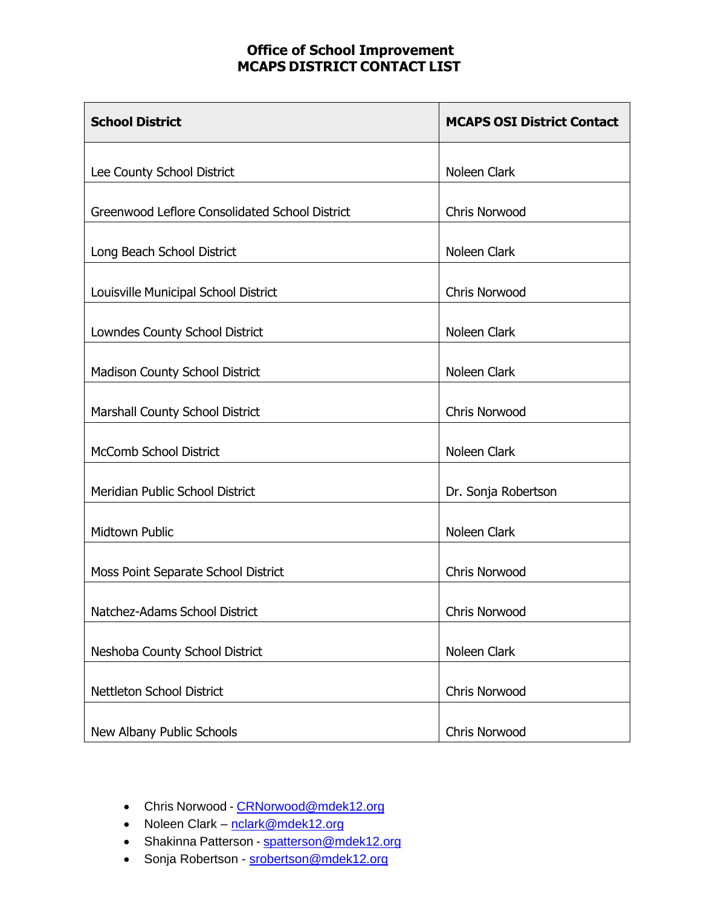**Office of School Improvement**
**MCAPS DISTRICT CONTACT LIST**

| School District | MCAPS OSI District Contact |
|---|---|
| Lee County School District | Noleen Clark |
| Greenwood Leflore Consolidated School District | Chris Norwood |
| Long Beach School District | Noleen Clark |
| Louisville Municipal School District | Chris Norwood |
| Lowndes County School District | Noleen Clark |
| Madison County School District | Noleen Clark |
| Marshall County School District | Chris Norwood |
| McComb School District | Noleen Clark |
| Meridian Public School District | Dr. Sonja Robertson |
| Midtown Public | Noleen Clark |
| Moss Point Separate School District | Chris Norwood |
| Natchez-Adams School District | Chris Norwood |
| Neshoba County School District | Noleen Clark |
| Nettleton School District | Chris Norwood |
| New Albany Public Schools | Chris Norwood |

- Chris Norwood - CRNorwood@mdek12.org
- Noleen Clark – nclark@mdek12.org
- Shakinna Patterson - spatterson@mdek12.org
- Sonja Robertson - srobertson@mdek12.org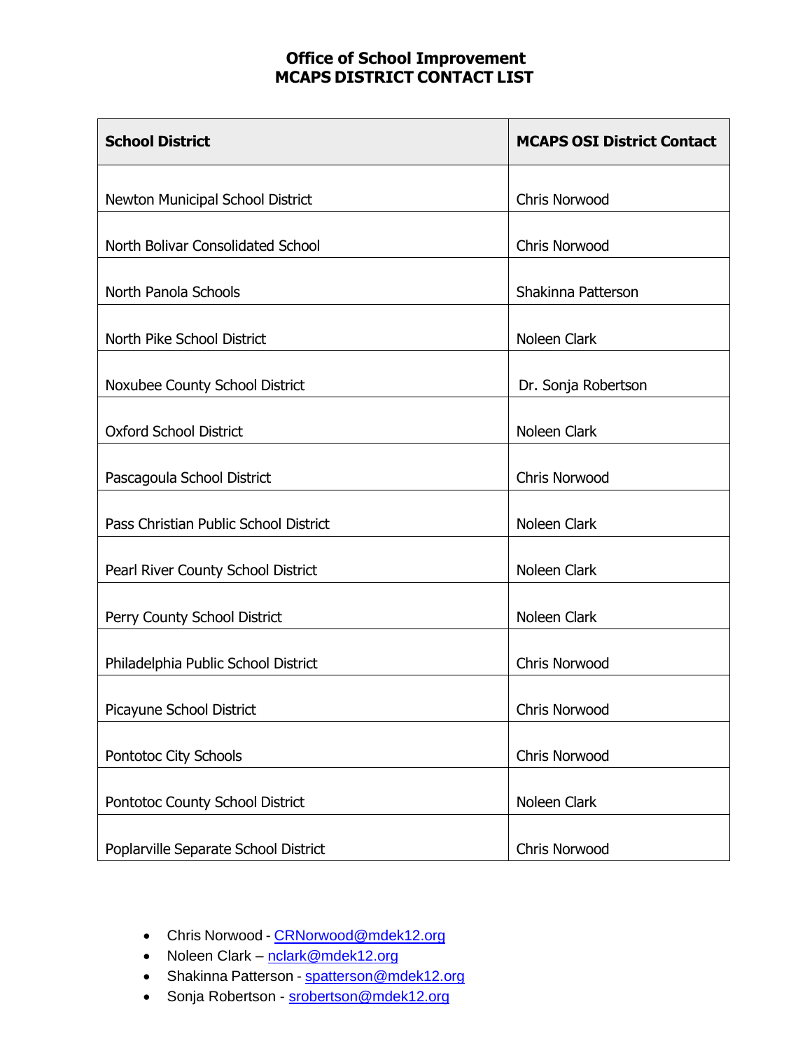# Office of School Improvement
# MCAPS DISTRICT CONTACT LIST

| School District | MCAPS OSI District Contact |
|---|---|
| Newton Municipal School District | Chris Norwood |
| North Bolivar Consolidated School | Chris Norwood |
| North Panola Schools | Shakinna Patterson |
| North Pike School District | Noleen Clark |
| Noxubee County School District | Dr. Sonja Robertson |
| Oxford School District | Noleen Clark |
| Pascagoula School District | Chris Norwood |
| Pass Christian Public School District | Noleen Clark |
| Pearl River County School District | Noleen Clark |
| Perry County School District | Noleen Clark |
| Philadelphia Public School District | Chris Norwood |
| Picayune School District | Chris Norwood |
| Pontotoc City Schools | Chris Norwood |
| Pontotoc County School District | Noleen Clark |
| Poplarville Separate School District | Chris Norwood |

- Chris Norwood - CRNorwood@mdek12.org
- Noleen Clark – nclark@mdek12.org
- Shakinna Patterson - spatterson@mdek12.org
- Sonja Robertson - srobertson@mdek12.org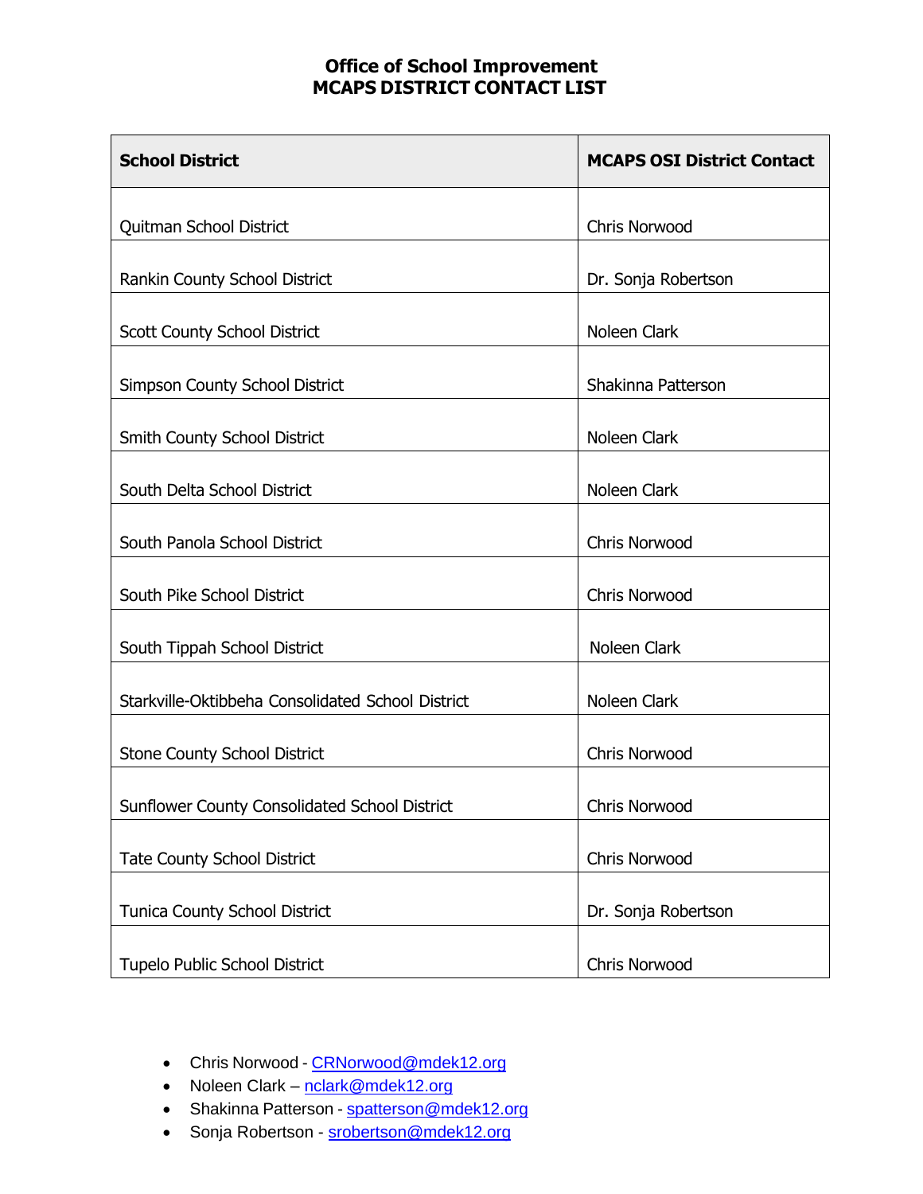# Office of School Improvement
# MCAPS DISTRICT CONTACT LIST

| School District | MCAPS OSI District Contact |
|---|---|
| Quitman School District | Chris Norwood |
| Rankin County School District | Dr. Sonja Robertson |
| Scott County School District | Noleen Clark |
| Simpson County School District | Shakinna Patterson |
| Smith County School District | Noleen Clark |
| South Delta School District | Noleen Clark |
| South Panola School District | Chris Norwood |
| South Pike School District | Chris Norwood |
| South Tippah School District | Noleen Clark |
| Starkville-Oktibbeha Consolidated School District | Noleen Clark |
| Stone County School District | Chris Norwood |
| Sunflower County Consolidated School District | Chris Norwood |
| Tate County School District | Chris Norwood |
| Tunica County School District | Dr. Sonja Robertson |
| Tupelo Public School District | Chris Norwood |

- Chris Norwood - CRNorwood@mdek12.org
- Noleen Clark – nclark@mdek12.org
- Shakinna Patterson - spatterson@mdek12.org
- Sonja Robertson - srobertson@mdek12.org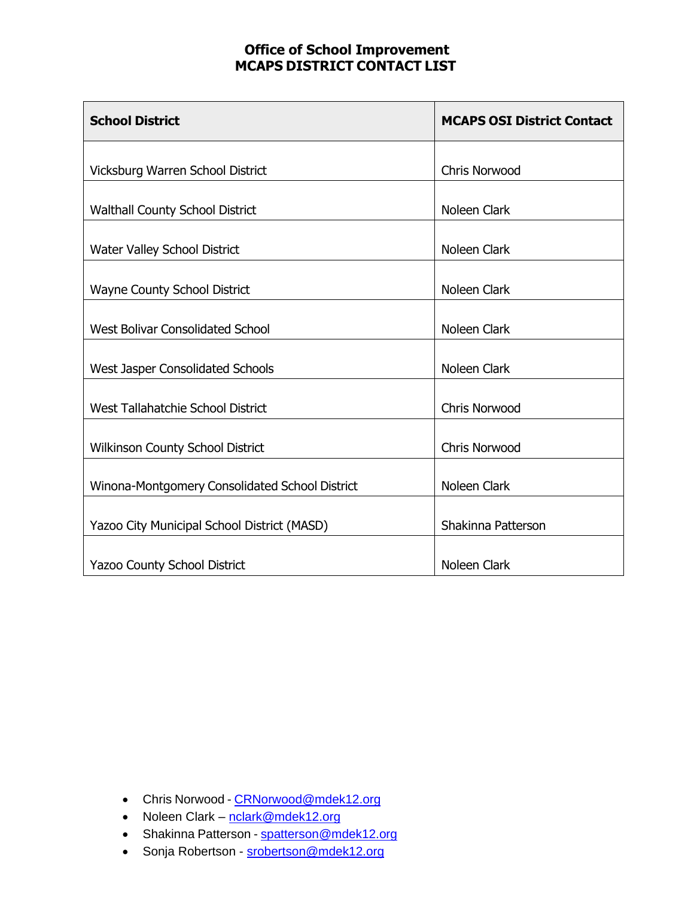## Office of School Improvement
## MCAPS DISTRICT CONTACT LIST

| School District | MCAPS OSI District Contact |
|---|---|
| Vicksburg Warren School District | Chris Norwood |
| Walthall County School District | Noleen Clark |
| Water Valley School District | Noleen Clark |
| Wayne County School District | Noleen Clark |
| West Bolivar Consolidated School | Noleen Clark |
| West Jasper Consolidated Schools | Noleen Clark |
| West Tallahatchie School District | Chris Norwood |
| Wilkinson County School District | Chris Norwood |
| Winona-Montgomery Consolidated School District | Noleen Clark |
| Yazoo City Municipal School District (MASD) | Shakinna Patterson |
| Yazoo County School District | Noleen Clark |

- Chris Norwood - CRNorwood@mdek12.org
- Noleen Clark – nclark@mdek12.org
- Shakinna Patterson - spatterson@mdek12.org
- Sonja Robertson - srobertson@mdek12.org